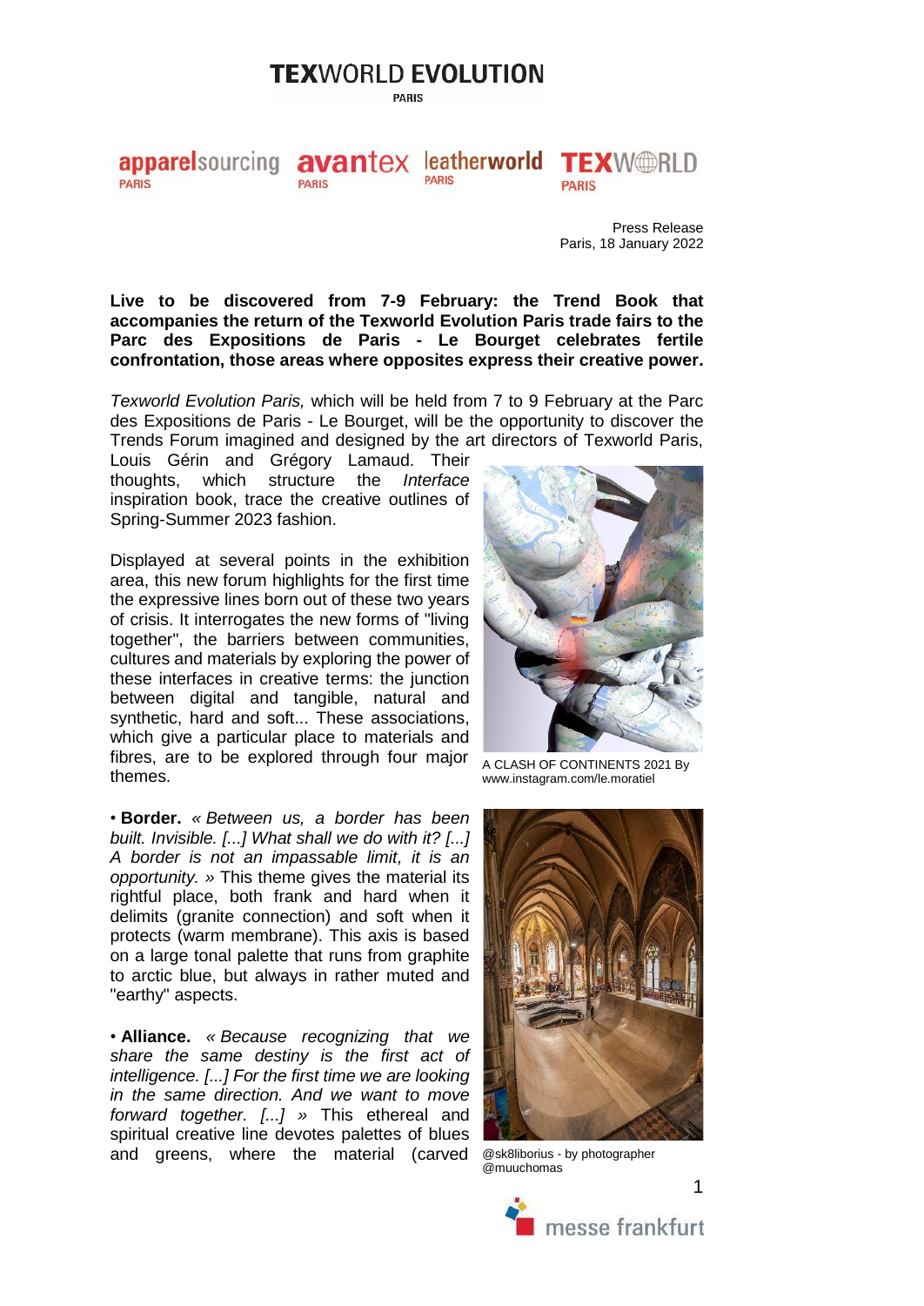# TEXWORLD EVOLUTION

PARIS

apparelsourcing PARIS | avantex PARIS | leatherworld PARIS | TEXWORLD PARIS

Press Release
Paris, 18 January 2022

**Live to be discovered from 7-9 February: the Trend Book that accompanies the return of the Texworld Evolution Paris trade fairs to the Parc des Expositions de Paris - Le Bourget celebrates fertile confrontation, those areas where opposites express their creative power.**

*Texworld Evolution Paris,* which will be held from 7 to 9 February at the Parc des Expositions de Paris - Le Bourget, will be the opportunity to discover the Trends Forum imagined and designed by the art directors of Texworld Paris, Louis Gérin and Grégory Lamaud. Their thoughts, which structure the *Interface* inspiration book, trace the creative outlines of Spring-Summer 2023 fashion.

Displayed at several points in the exhibition area, this new forum highlights for the first time the expressive lines born out of these two years of crisis. It interrogates the new forms of "living together", the barriers between communities, cultures and materials by exploring the power of these interfaces in creative terms: the junction between digital and tangible, natural and synthetic, hard and soft... These associations, which give a particular place to materials and fibres, are to be explored through four major themes.

A CLASH OF CONTINENTS 2021 By www.instagram.com/le.moratiel

• **Border.** *« Between us, a border has been built. Invisible. [...] What shall we do with it? [...] A border is not an impassable limit, it is an opportunity. »* This theme gives the material its rightful place, both frank and hard when it delimits (granite connection) and soft when it protects (warm membrane). This axis is based on a large tonal palette that runs from graphite to arctic blue, but always in rather muted and "earthy" aspects.

• **Alliance.** *« Because recognizing that we share the same destiny is the first act of intelligence. [...] For the first time we are looking in the same direction. And we want to move forward together. [...] »* This ethereal and spiritual creative line devotes palettes of blues and greens, where the material (carved

@sk8liborius - by photographer @muuchomas

messe frankfurt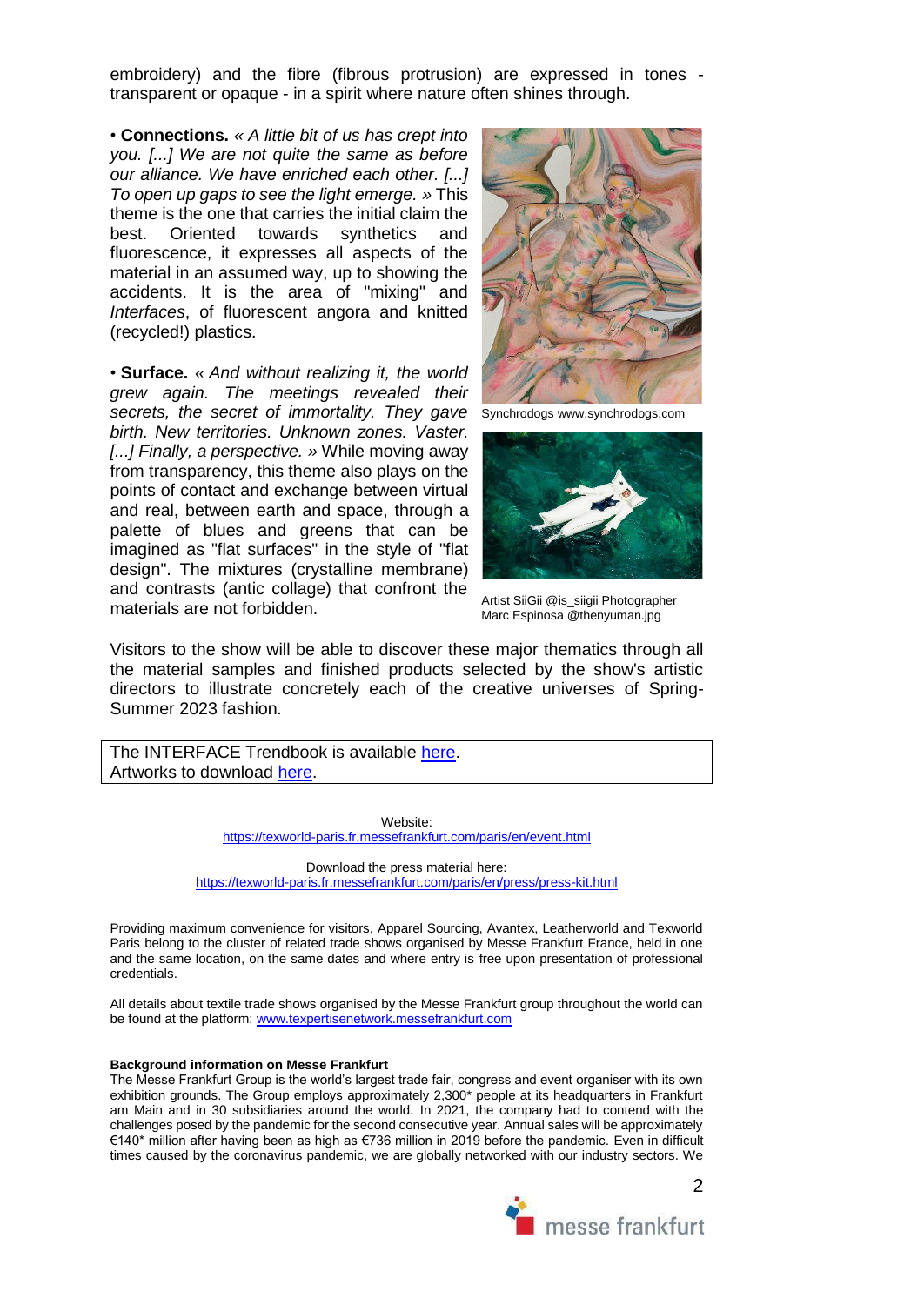embroidery) and the fibre (fibrous protrusion) are expressed in tones - transparent or opaque - in a spirit where nature often shines through.

• **Connections.** *« A little bit of us has crept into you. [...] We are not quite the same as before our alliance. We have enriched each other. [...] To open up gaps to see the light emerge. »* This theme is the one that carries the initial claim the best. Oriented towards synthetics and fluorescence, it expresses all aspects of the material in an assumed way, up to showing the accidents. It is the area of "mixing" and *Interfaces*, of fluorescent angora and knitted (recycled!) plastics.

Synchrodogs www.synchrodogs.com

• **Surface.** *« And without realizing it, the world grew again. The meetings revealed their secrets, the secret of immortality. They gave birth. New territories. Unknown zones. Vaster. [...] Finally, a perspective. »* While moving away from transparency, this theme also plays on the points of contact and exchange between virtual and real, between earth and space, through a palette of blues and greens that can be imagined as "flat surfaces" in the style of "flat design". The mixtures (crystalline membrane) and contrasts (antic collage) that confront the materials are not forbidden.

Artist SiiGii @is_siigii Photographer Marc Espinosa @thenyuman.jpg

Visitors to the show will be able to discover these major thematics through all the material samples and finished products selected by the show's artistic directors to illustrate concretely each of the creative universes of Spring-Summer 2023 fashion.

The INTERFACE Trendbook is available here.
Artworks to download here.

Website:
https://texworld-paris.fr.messefrankfurt.com/paris/en/event.html

Download the press material here:
https://texworld-paris.fr.messefrankfurt.com/paris/en/press/press-kit.html

Providing maximum convenience for visitors, Apparel Sourcing, Avantex, Leatherworld and Texworld Paris belong to the cluster of related trade shows organised by Messe Frankfurt France, held in one and the same location, on the same dates and where entry is free upon presentation of professional credentials.

All details about textile trade shows organised by the Messe Frankfurt group throughout the world can be found at the platform: www.texpertisenetwork.messefrankfurt.com

**Background information on Messe Frankfurt**
The Messe Frankfurt Group is the world's largest trade fair, congress and event organiser with its own exhibition grounds. The Group employs approximately 2,300* people at its headquarters in Frankfurt am Main and in 30 subsidiaries around the world. In 2021, the company had to contend with the challenges posed by the pandemic for the second consecutive year. Annual sales will be approximately €140* million after having been as high as €736 million in 2019 before the pandemic. Even in difficult times caused by the coronavirus pandemic, we are globally networked with our industry sectors. We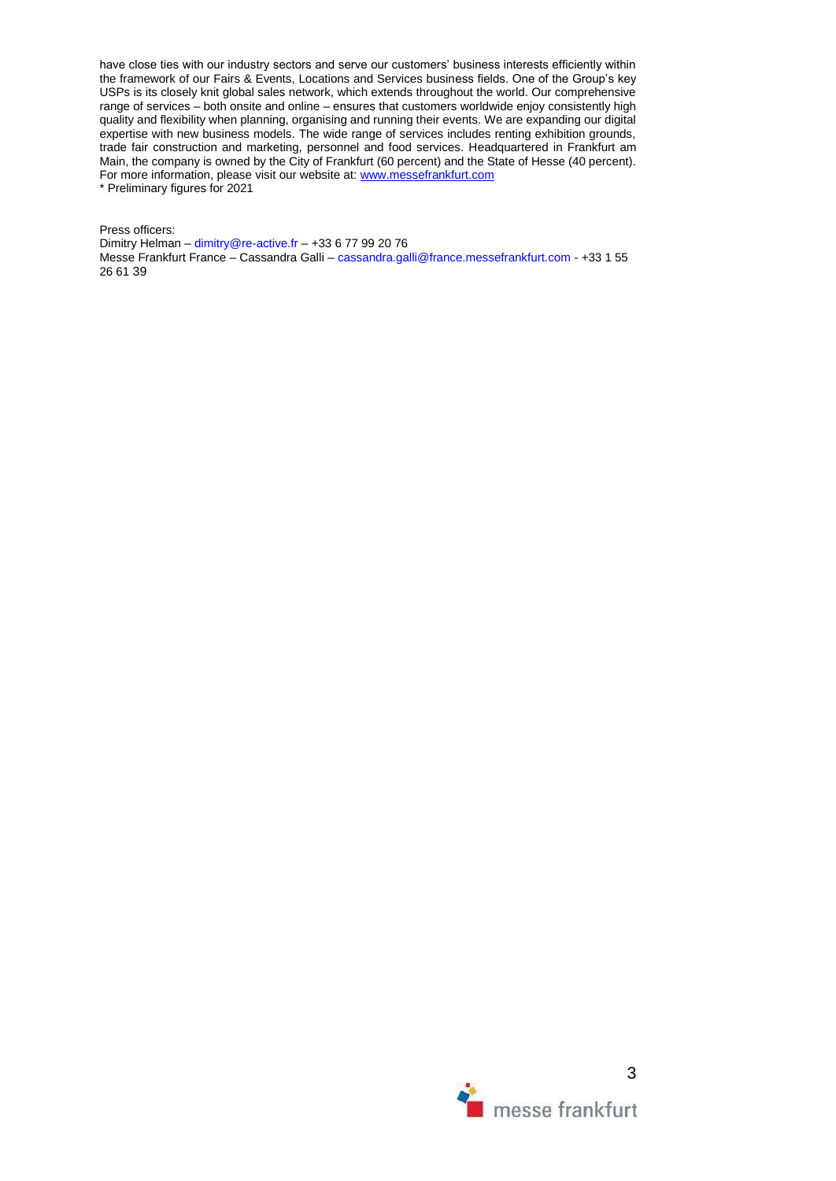have close ties with our industry sectors and serve our customers' business interests efficiently within the framework of our Fairs & Events, Locations and Services business fields. One of the Group's key USPs is its closely knit global sales network, which extends throughout the world. Our comprehensive range of services – both onsite and online – ensures that customers worldwide enjoy consistently high quality and flexibility when planning, organising and running their events. We are expanding our digital expertise with new business models. The wide range of services includes renting exhibition grounds, trade fair construction and marketing, personnel and food services. Headquartered in Frankfurt am Main, the company is owned by the City of Frankfurt (60 percent) and the State of Hesse (40 percent). For more information, please visit our website at: [www.messefrankfurt.com](http://www.messefrankfurt.com)
* Preliminary figures for 2021

Press officers:
Dimitry Helman – dimitry@re-active.fr – +33 6 77 99 20 76
Messe Frankfurt France – Cassandra Galli – cassandra.galli@france.messefrankfurt.com - +33 1 55 26 61 39